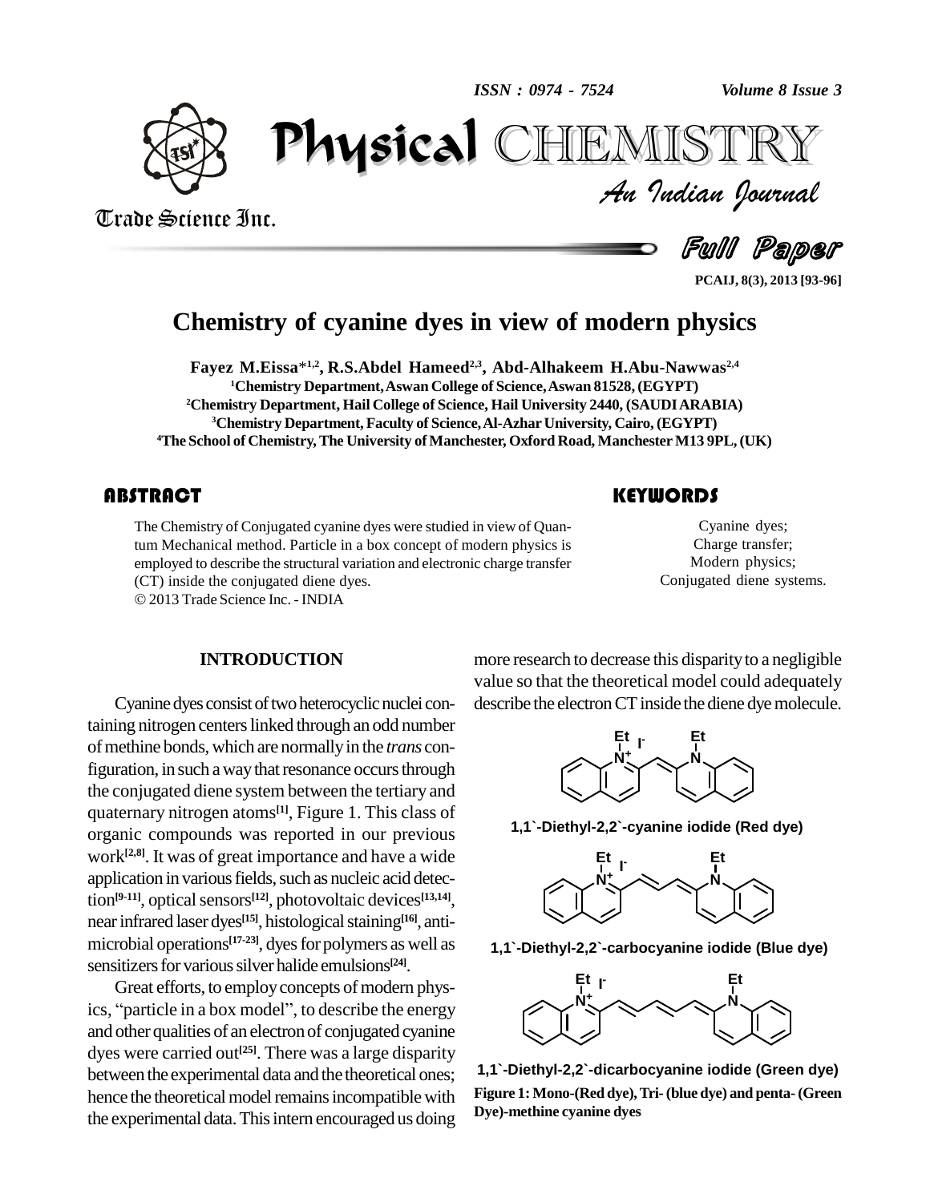# Chemistry of cyanine dyes in view of modern physics

**Fayez M.Eissa*[1,2], R.S.Abdel Hameed[2,3], Abd-Alhakeem H.Abu-Nawwas[2,4]**

[1]Chemistry Department, Aswan College of Science, Aswan 81528, (EGYPT)
[2]Chemistry Department, Hail College of Science, Hail University 2440, (SAUDI ARABIA)
[3]Chemistry Department, Faculty of Science, Al-Azhar University, Cairo, (EGYPT)
[4]The School of Chemistry, The University of Manchester, Oxford Road, Manchester M13 9PL, (UK)

## ABSTRACT

The Chemistry of Conjugated cyanine dyes were studied in view of Quantum Mechanical method. Particle in a box concept of modern physics is employed to describe the structural variation and electronic charge transfer (CT) inside the conjugated diene dyes.
© 2013 Trade Science Inc. - INDIA

## KEYWORDS

Cyanine dyes;
Charge transfer;
Modern physics;
Conjugated diene systems.

## INTRODUCTION

Cyanine dyes consist of two heterocyclic nuclei containing nitrogen centers linked through an odd number of methine bonds, which are normally in the *trans* configuration, in such a way that resonance occurs through the conjugated diene system between the tertiary and quaternary nitrogen atoms[1], Figure 1. This class of organic compounds was reported in our previous work[2,8]. It was of great importance and have a wide application in various fields, such as nucleic acid detection[9-11], optical sensors[12], photovoltaic devices[13,14], near infrared laser dyes[15], histological staining[16], antimicrobial operations[17-23], dyes for polymers as well as sensitizers for various silver halide emulsions[24].

Great efforts, to employ concepts of modern physics, "particle in a box model", to describe the energy and other qualities of an electron of conjugated cyanine dyes were carried out[25]. There was a large disparity between the experimental data and the theoretical ones; hence the theoretical model remains incompatible with the experimental data. This intern encouraged us doing more research to decrease this disparity to a negligible value so that the theoretical model could adequately describe the electron CT inside the diene dye molecule.

1,1`-Diethyl-2,2`-cyanine iodide (Red dye)

1,1`-Diethyl-2,2`-carbocyanine iodide (Blue dye)

1,1`-Diethyl-2,2`-dicarbocyanine iodide (Green dye)

**Figure 1: Mono-(Red dye), Tri- (blue dye) and penta- (Green Dye)-methine cyanine dyes**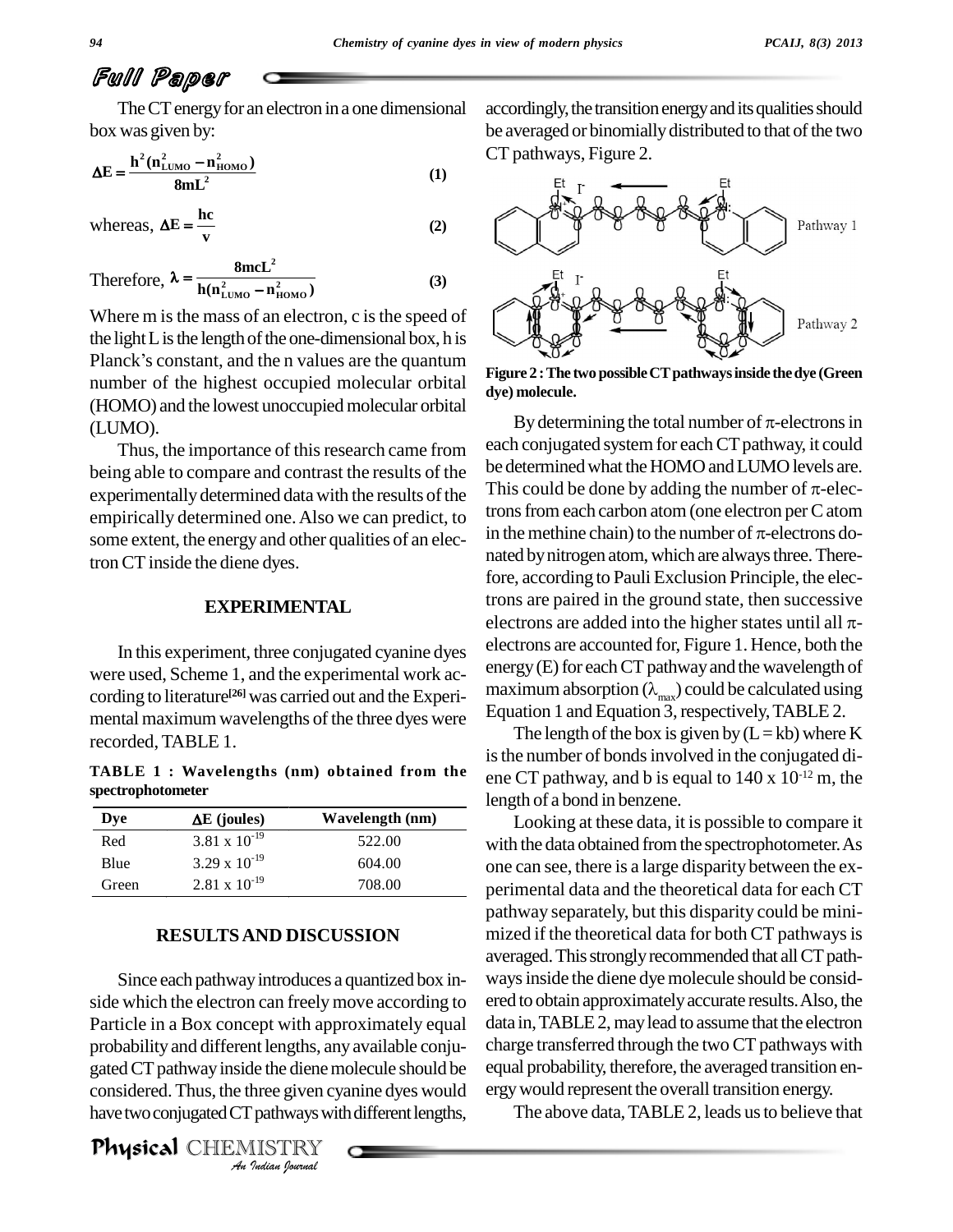The CT energy for an electron in a one dimensional box was given by:

$$\Delta E = \frac{h^2(n_{LUMO}^2 - n_{HOMO}^2)}{8mL^2} \quad (1)$$

whereas, $$\Delta E = \frac{hc}{v} \quad (2)$$

Therefore, $$\lambda = \frac{8mcL^2}{h(n_{LUMO}^2 - n_{HOMO}^2)} \quad (3)$$

Where m is the mass of an electron, c is the speed of the light L is the length of the one-dimensional box, h is Planck's constant, and the n values are the quantum number of the highest occupied molecular orbital (HOMO) and the lowest unoccupied molecular orbital (LUMO).

Thus, the importance of this research came from being able to compare and contrast the results of the experimentally determined data with the results of the empirically determined one. Also we can predict, to some extent, the energy and other qualities of an electron CT inside the diene dyes.

## EXPERIMENTAL

In this experiment, three conjugated cyanine dyes were used, Scheme 1, and the experimental work according to literature[26] was carried out and the Experimental maximum wavelengths of the three dyes were recorded, TABLE 1.

**TABLE 1 : Wavelengths (nm) obtained from the spectrophotometer**

| Dye | ΔE (joules) | Wavelength (nm) |
|---|---|---|
| Red | $3.81 \times 10^{-19}$ | 522.00 |
| Blue | $3.29 \times 10^{-19}$ | 604.00 |
| Green | $2.81 \times 10^{-19}$ | 708.00 |

## RESULTS AND DISCUSSION

Since each pathway introduces a quantized box inside which the electron can freely move according to Particle in a Box concept with approximately equal probability and different lengths, any available conjugated CT pathway inside the diene molecule should be considered. Thus, the three given cyanine dyes would have two conjugated CT pathways with different lengths, accordingly, the transition energy and its qualities should be averaged or binomially distributed to that of the two CT pathways, Figure 2.

**Figure 2 : The two possible CT pathways inside the dye (Green dye) molecule.**

By determining the total number of π-electrons in each conjugated system for each CT pathway, it could be determined what the HOMO and LUMO levels are. This could be done by adding the number of π-electrons from each carbon atom (one electron per C atom in the methine chain) to the number of π-electrons donated by nitrogen atom, which are always three. Therefore, according to Pauli Exclusion Principle, the electrons are paired in the ground state, then successive electrons are added into the higher states until all π-electrons are accounted for, Figure 1. Hence, both the energy (E) for each CT pathway and the wavelength of maximum absorption ($\lambda_{max}$) could be calculated using Equation 1 and Equation 3, respectively, TABLE 2.

The length of the box is given by (L = kb) where K is the number of bonds involved in the conjugated diene CT pathway, and b is equal to $140 \times 10^{-12}$ m, the length of a bond in benzene.

Looking at these data, it is possible to compare it with the data obtained from the spectrophotometer. As one can see, there is a large disparity between the experimental data and the theoretical data for each CT pathway separately, but this disparity could be minimized if the theoretical data for both CT pathways is averaged. This strongly recommended that all CT pathways inside the diene dye molecule should be considered to obtain approximately accurate results. Also, the data in, TABLE 2, may lead to assume that the electron charge transferred through the two CT pathways with equal probability, therefore, the averaged transition energy would represent the overall transition energy.

The above data, TABLE 2, leads us to believe that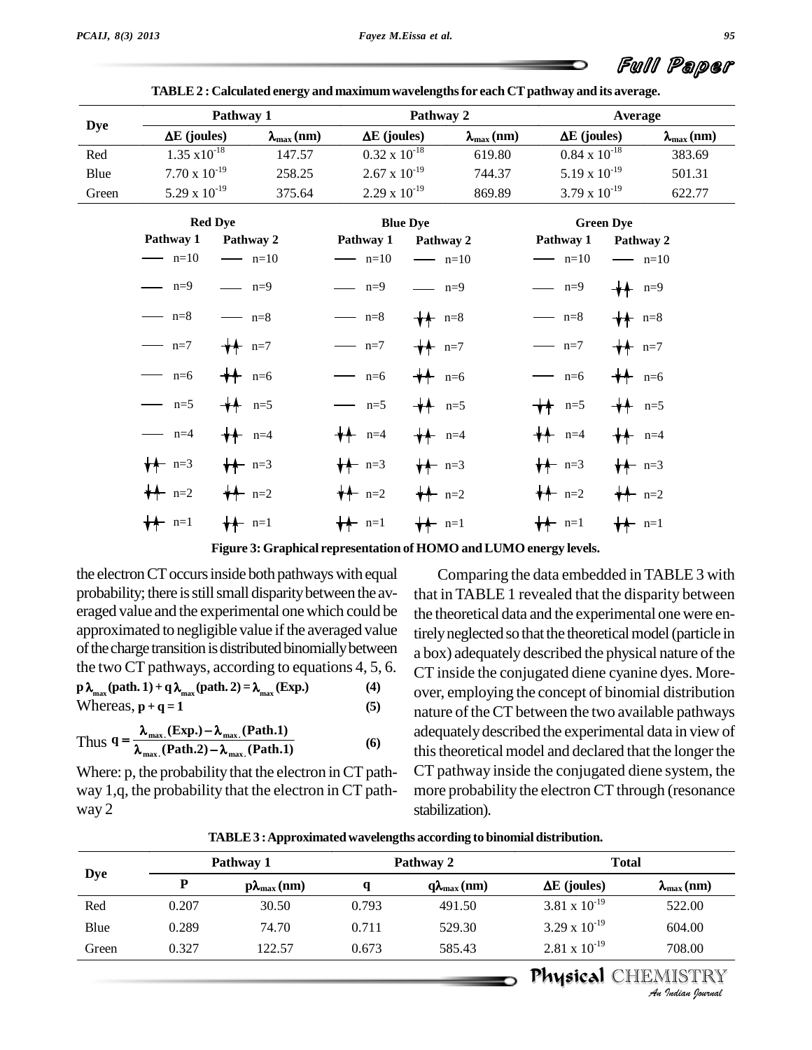**TABLE 2 : Calculated energy and maximum wavelengths for each CT pathway and its average.**

| Dye | Pathway 1 | | Pathway 2 | | Average | |
|---|---|---|---|---|---|---|
| | $\Delta E$ (joules) | $\lambda_{max}$ (nm) | $\Delta E$ (joules) | $\lambda_{max}$ (nm) | $\Delta E$ (joules) | $\lambda_{max}$ (nm) |
| Red | $1.35 \times 10^{-18}$ | 147.57 | $0.32 \times 10^{-18}$ | 619.80 | $0.84 \times 10^{-18}$ | 383.69 |
| Blue | $7.70 \times 10^{-19}$ | 258.25 | $2.67 \times 10^{-19}$ | 744.37 | $5.19 \times 10^{-19}$ | 501.31 |
| Green | $5.29 \times 10^{-19}$ | 375.64 | $2.29 \times 10^{-19}$ | 869.89 | $3.79 \times 10^{-19}$ | 622.77 |

| Level | Red Dye Pathway 1 | Red Dye Pathway 2 | Blue Dye Pathway 1 | Blue Dye Pathway 2 | Green Dye Pathway 1 | Green Dye Pathway 2 |
|---|---|---|---|---|---|---|
| n=10 | — | — | — | — | — | — |
| n=9 | — | — | — | — | — | ↑↓ |
| n=8 | — | — | — | ↑↓ | — | ↑↓ |
| n=7 | — | ↑↓ | — | ↑↓ | — | ↑↓ |
| n=6 | — | ↑↓ | — | ↑↓ | — | ↑↓ |
| n=5 | — | ↑↓ | — | ↑↓ | ↑↓ | ↑↓ |
| n=4 | — | ↑↓ | ↑↓ | ↑↓ | ↑↓ | ↑↓ |
| n=3 | ↑↓ | ↑↓ | ↑↓ | ↑↓ | ↑↓ | ↑↓ |
| n=2 | ↑↓ | ↑↓ | ↑↓ | ↑↓ | ↑↓ | ↑↓ |
| n=1 | ↑↓ | ↑↓ | ↑↓ | ↑↓ | ↑↓ | ↑↓ |

**Figure 3: Graphical representation of HOMO and LUMO energy levels.**

the electron CT occurs inside both pathways with equal probability; there is still small disparity between the averaged value and the experimental one which could be approximated to negligible value if the averaged value of the charge transition is distributed binomially between the two CT pathways, according to equations 4, 5, 6.

$$p\lambda_{max}(\text{path. 1}) + q\lambda_{max}(\text{path. 2}) = \lambda_{max}(\text{Exp.}) \quad (4)$$

Whereas, $p + q = 1$ (5)

$$\text{Thus } q = \frac{\lambda_{max.}(\text{Exp.}) - \lambda_{max.}(\text{Path.1})}{\lambda_{max.}(\text{Path.2}) - \lambda_{max.}(\text{Path.1})} \quad (6)$$

Where: p, the probability that the electron in CT pathway 1, q, the probability that the electron in CT pathway 2

Comparing the data embedded in TABLE 3 with that in TABLE 1 revealed that the disparity between the theoretical data and the experimental one were entirely neglected so that the theoretical model (particle in a box) adequately described the physical nature of the CT inside the conjugated diene cyanine dyes. Moreover, employing the concept of binomial distribution nature of the CT between the two available pathways adequately described the experimental data in view of this theoretical model and declared that the longer the CT pathway inside the conjugated diene system, the more probability the electron CT through (resonance stabilization).

**TABLE 3 : Approximated wavelengths according to binomial distribution.**

| Dye | Pathway 1 | | Pathway 2 | | Total | |
|---|---|---|---|---|---|---|
| | P | $p\lambda_{max}$ (nm) | q | $q\lambda_{max}$ (nm) | $\Delta E$ (joules) | $\lambda_{max}$ (nm) |
| Red | 0.207 | 30.50 | 0.793 | 491.50 | $3.81 \times 10^{-19}$ | 522.00 |
| Blue | 0.289 | 74.70 | 0.711 | 529.30 | $3.29 \times 10^{-19}$ | 604.00 |
| Green | 0.327 | 122.57 | 0.673 | 585.43 | $2.81 \times 10^{-19}$ | 708.00 |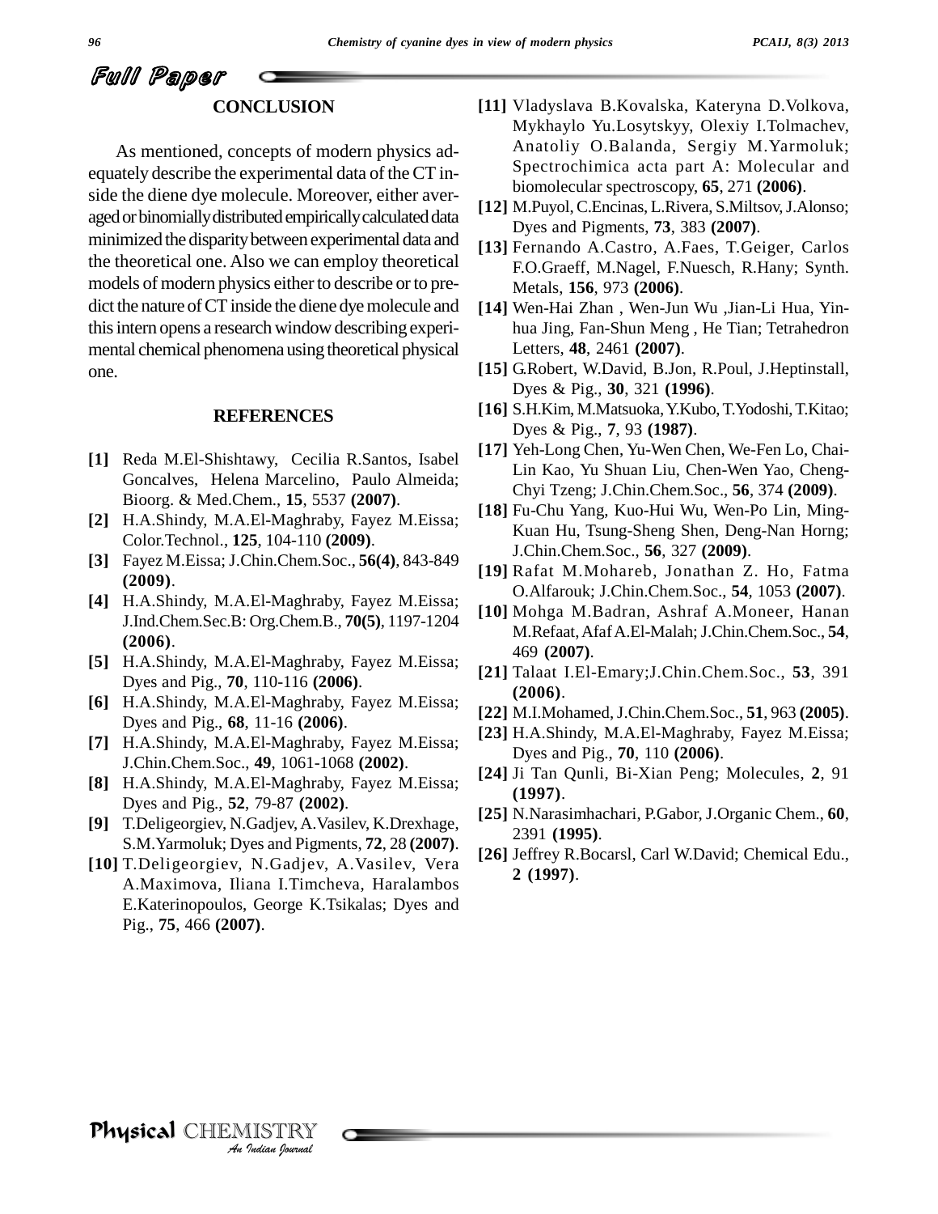## CONCLUSION

As mentioned, concepts of modern physics adequately describe the experimental data of the CT inside the diene dye molecule. Moreover, either averaged or binomially distributed empirically calculated data minimized the disparity between experimental data and the theoretical one. Also we can employ theoretical models of modern physics either to describe or to predict the nature of CT inside the diene dye molecule and this intern opens a research window describing experimental chemical phenomena using theoretical physical one.

## REFERENCES

**[1]** Reda M.El-Shishtawy, Cecilia R.Santos, Isabel Goncalves, Helena Marcelino, Paulo Almeida; Bioorg. & Med.Chem., **15**, 5537 **(2007)**.

**[2]** H.A.Shindy, M.A.El-Maghraby, Fayez M.Eissa; Color.Technol., **125**, 104-110 **(2009)**.

**[3]** Fayez M.Eissa; J.Chin.Chem.Soc., **56(4)**, 843-849 **(2009)**.

**[4]** H.A.Shindy, M.A.El-Maghraby, Fayez M.Eissa; J.Ind.Chem.Sec.B: Org.Chem.B., **70(5)**, 1197-1204 **(2006)**.

**[5]** H.A.Shindy, M.A.El-Maghraby, Fayez M.Eissa; Dyes and Pig., **70**, 110-116 **(2006)**.

**[6]** H.A.Shindy, M.A.El-Maghraby, Fayez M.Eissa; Dyes and Pig., **68**, 11-16 **(2006)**.

**[7]** H.A.Shindy, M.A.El-Maghraby, Fayez M.Eissa; J.Chin.Chem.Soc., **49**, 1061-1068 **(2002)**.

**[8]** H.A.Shindy, M.A.El-Maghraby, Fayez M.Eissa; Dyes and Pig., **52**, 79-87 **(2002)**.

**[9]** T.Deligeorgiev, N.Gadjev, A.Vasilev, K.Drexhage, S.M.Yarmoluk; Dyes and Pigments, **72**, 28 **(2007)**.

**[10]** T.Deligeorgiev, N.Gadjev, A.Vasilev, Vera A.Maximova, Iliana I.Timcheva, Haralambos E.Katerinopoulos, George K.Tsikalas; Dyes and Pig., **75**, 466 **(2007)**.

**[11]** Vladyslava B.Kovalska, Kateryna D.Volkova, Mykhaylo Yu.Losytskyy, Olexiy I.Tolmachev, Anatoliy O.Balanda, Sergiy M.Yarmoluk; Spectrochimica acta part A: Molecular and biomolecular spectroscopy, **65**, 271 **(2006)**.

**[12]** M.Puyol, C.Encinas, L.Rivera, S.Miltsov, J.Alonso; Dyes and Pigments, **73**, 383 **(2007)**.

**[13]** Fernando A.Castro, A.Faes, T.Geiger, Carlos F.O.Graeff, M.Nagel, F.Nuesch, R.Hany; Synth. Metals, **156**, 973 **(2006)**.

**[14]** Wen-Hai Zhan , Wen-Jun Wu ,Jian-Li Hua, Yinhua Jing, Fan-Shun Meng , He Tian; Tetrahedron Letters, **48**, 2461 **(2007)**.

**[15]** G.Robert, W.David, B.Jon, R.Poul, J.Heptinstall, Dyes & Pig., **30**, 321 **(1996)**.

**[16]** S.H.Kim, M.Matsuoka, Y.Kubo, T.Yodoshi, T.Kitao; Dyes & Pig., **7**, 93 **(1987)**.

**[17]** Yeh-Long Chen, Yu-Wen Chen, We-Fen Lo, Chai-Lin Kao, Yu Shuan Liu, Chen-Wen Yao, Cheng-Chyi Tzeng; J.Chin.Chem.Soc., **56**, 374 **(2009)**.

**[18]** Fu-Chu Yang, Kuo-Hui Wu, Wen-Po Lin, Ming-Kuan Hu, Tsung-Sheng Shen, Deng-Nan Horng; J.Chin.Chem.Soc., **56**, 327 **(2009)**.

**[19]** Rafat M.Mohareb, Jonathan Z. Ho, Fatma O.Alfarouk; J.Chin.Chem.Soc., **54**, 1053 **(2007)**.

**[10]** Mohga M.Badran, Ashraf A.Moneer, Hanan M.Refaat, Afaf A.El-Malah; J.Chin.Chem.Soc., **54**, 469 **(2007)**.

**[21]** Talaat I.El-Emary;J.Chin.Chem.Soc., **53**, 391 **(2006)**.

**[22]** M.I.Mohamed, J.Chin.Chem.Soc., **51**, 963 **(2005)**.

**[23]** H.A.Shindy, M.A.El-Maghraby, Fayez M.Eissa; Dyes and Pig., **70**, 110 **(2006)**.

**[24]** Ji Tan Qunli, Bi-Xian Peng; Molecules, **2**, 91 **(1997)**.

**[25]** N.Narasimhachari, P.Gabor, J.Organic Chem., **60**, 2391 **(1995)**.

**[26]** Jeffrey R.Bocarsl, Carl W.David; Chemical Edu., **2 (1997)**.